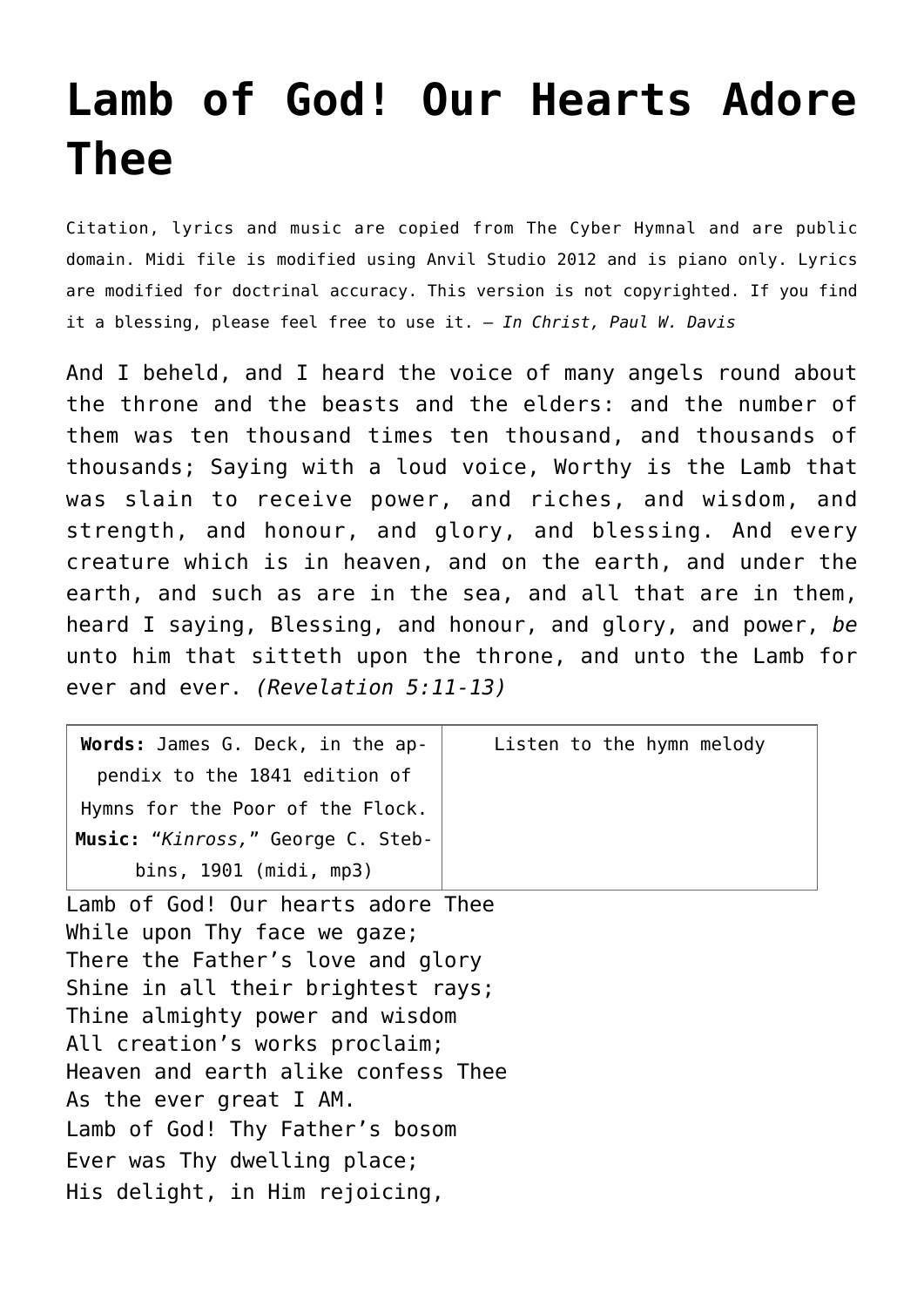# Lamb of God! Our Hearts Adore Thee

Citation, lyrics and music are copied from The Cyber Hymnal and are public domain. Midi file is modified using Anvil Studio 2012 and is piano only. Lyrics are modified for doctrinal accuracy. This version is not copyrighted. If you find it a blessing, please feel free to use it. – *In Christ, Paul W. Davis*

And I beheld, and I heard the voice of many angels round about the throne and the beasts and the elders: and the number of them was ten thousand times ten thousand, and thousands of thousands; Saying with a loud voice, Worthy is the Lamb that was slain to receive power, and riches, and wisdom, and strength, and honour, and glory, and blessing. And every creature which is in heaven, and on the earth, and under the earth, and such as are in the sea, and all that are in them, heard I saying, Blessing, and honour, and glory, and power, *be* unto him that sitteth upon the throne, and unto the Lamb for ever and ever. *(Revelation 5:11-13)*

| **Words:** James G. Deck, in the appendix to the 1841 edition of Hymns for the Poor of the Flock. **Music:** "*Kinross,*" George C. Stebbins, 1901 (midi, mp3) | Listen to the hymn melody |
|---|---|

Lamb of God! Our hearts adore Thee
While upon Thy face we gaze;
There the Father's love and glory
Shine in all their brightest rays;
Thine almighty power and wisdom
All creation's works proclaim;
Heaven and earth alike confess Thee
As the ever great I AM.
Lamb of God! Thy Father's bosom
Ever was Thy dwelling place;
His delight, in Him rejoicing,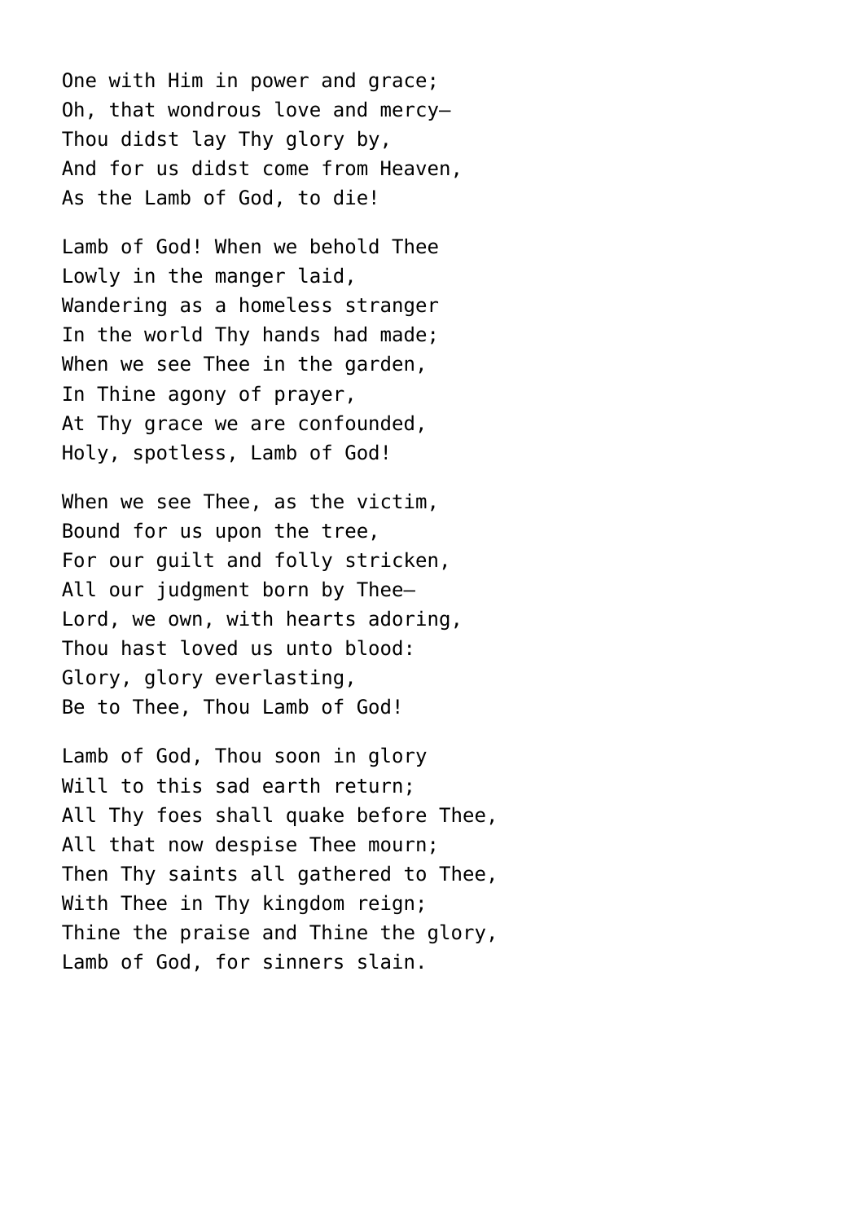One with Him in power and grace;  
Oh, that wondrous love and mercy—  
Thou didst lay Thy glory by,  
And for us didst come from Heaven,  
As the Lamb of God, to die!

Lamb of God! When we behold Thee  
Lowly in the manger laid,  
Wandering as a homeless stranger  
In the world Thy hands had made;  
When we see Thee in the garden,  
In Thine agony of prayer,  
At Thy grace we are confounded,  
Holy, spotless, Lamb of God!

When we see Thee, as the victim,  
Bound for us upon the tree,  
For our guilt and folly stricken,  
All our judgment born by Thee—  
Lord, we own, with hearts adoring,  
Thou hast loved us unto blood:  
Glory, glory everlasting,  
Be to Thee, Thou Lamb of God!

Lamb of God, Thou soon in glory  
Will to this sad earth return;  
All Thy foes shall quake before Thee,  
All that now despise Thee mourn;  
Then Thy saints all gathered to Thee,  
With Thee in Thy kingdom reign;  
Thine the praise and Thine the glory,  
Lamb of God, for sinners slain.